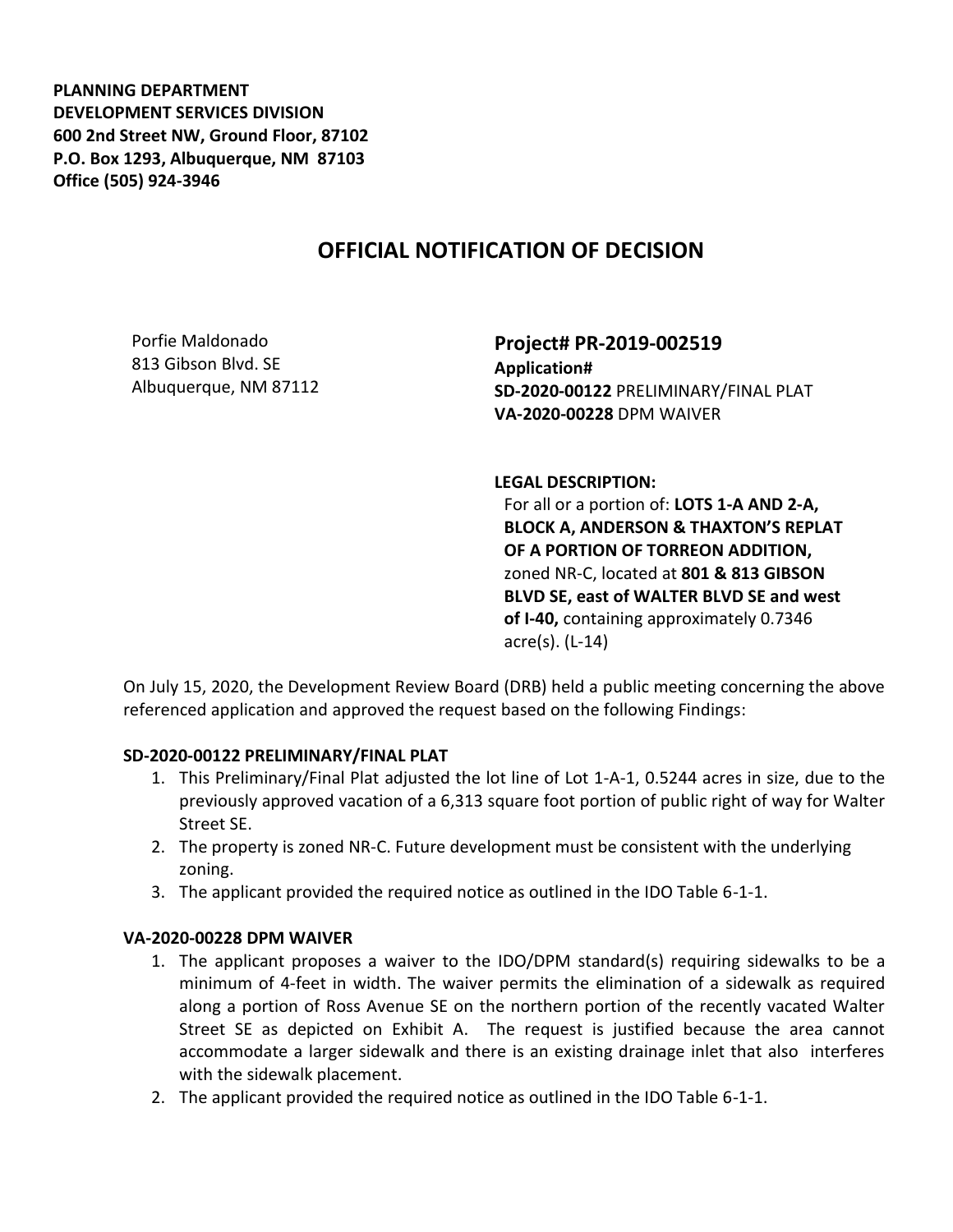**PLANNING DEPARTMENT**
**DEVELOPMENT SERVICES DIVISION**
**600 2nd Street NW, Ground Floor, 87102**
**P.O. Box 1293, Albuquerque, NM 87103**
**Office (505) 924-3946**

# OFFICIAL NOTIFICATION OF DECISION

Porfie Maldonado
813 Gibson Blvd. SE
Albuquerque, NM 87112

**Project# PR-2019-002519**
**Application#**
**SD-2020-00122** PRELIMINARY/FINAL PLAT
**VA-2020-00228** DPM WAIVER

**LEGAL DESCRIPTION:**
For all or a portion of: **LOTS 1-A AND 2-A, BLOCK A, ANDERSON & THAXTON'S REPLAT OF A PORTION OF TORREON ADDITION,** zoned NR-C, located at **801 & 813 GIBSON BLVD SE, east of WALTER BLVD SE and west of I-40,** containing approximately 0.7346 acre(s). (L-14)

On July 15, 2020, the Development Review Board (DRB) held a public meeting concerning the above referenced application and approved the request based on the following Findings:

**SD-2020-00122 PRELIMINARY/FINAL PLAT**

1. This Preliminary/Final Plat adjusted the lot line of Lot 1-A-1, 0.5244 acres in size, due to the previously approved vacation of a 6,313 square foot portion of public right of way for Walter Street SE.
2. The property is zoned NR-C. Future development must be consistent with the underlying zoning.
3. The applicant provided the required notice as outlined in the IDO Table 6-1-1.

**VA-2020-00228 DPM WAIVER**

1. The applicant proposes a waiver to the IDO/DPM standard(s) requiring sidewalks to be a minimum of 4-feet in width. The waiver permits the elimination of a sidewalk as required along a portion of Ross Avenue SE on the northern portion of the recently vacated Walter Street SE as depicted on Exhibit A. The request is justified because the area cannot accommodate a larger sidewalk and there is an existing drainage inlet that also interferes with the sidewalk placement.
2. The applicant provided the required notice as outlined in the IDO Table 6-1-1.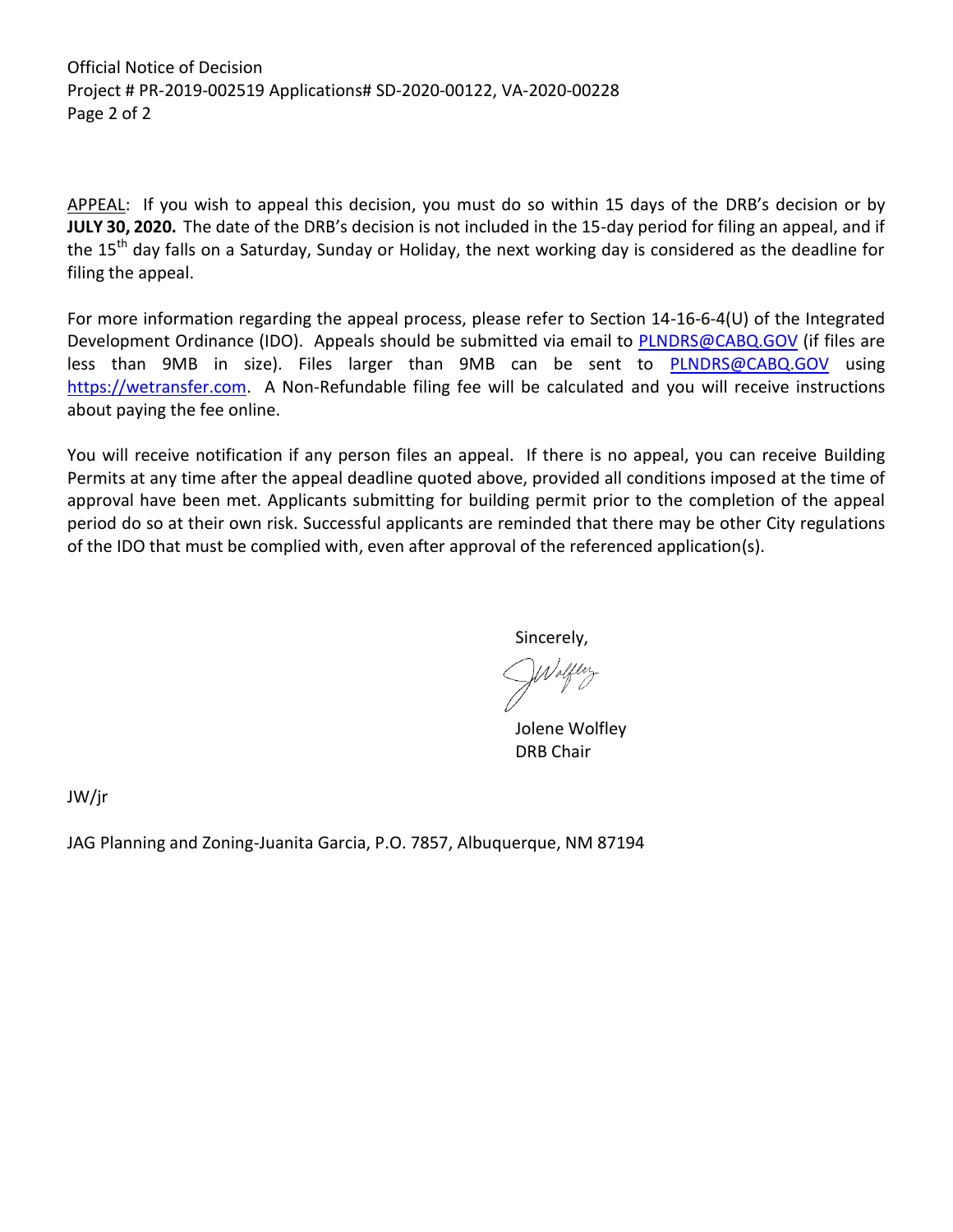APPEAL: If you wish to appeal this decision, you must do so within 15 days of the DRB's decision or by **JULY 30, 2020.** The date of the DRB's decision is not included in the 15-day period for filing an appeal, and if the 15th day falls on a Saturday, Sunday or Holiday, the next working day is considered as the deadline for filing the appeal.

For more information regarding the appeal process, please refer to Section 14-16-6-4(U) of the Integrated Development Ordinance (IDO). Appeals should be submitted via email to PLNDRS@CABQ.GOV (if files are less than 9MB in size). Files larger than 9MB can be sent to PLNDRS@CABQ.GOV using https://wetransfer.com. A Non-Refundable filing fee will be calculated and you will receive instructions about paying the fee online.

You will receive notification if any person files an appeal. If there is no appeal, you can receive Building Permits at any time after the appeal deadline quoted above, provided all conditions imposed at the time of approval have been met. Applicants submitting for building permit prior to the completion of the appeal period do so at their own risk. Successful applicants are reminded that there may be other City regulations of the IDO that must be complied with, even after approval of the referenced application(s).

Sincerely,

Jolene Wolfley
DRB Chair

JW/jr

JAG Planning and Zoning-Juanita Garcia, P.O. 7857, Albuquerque, NM 87194